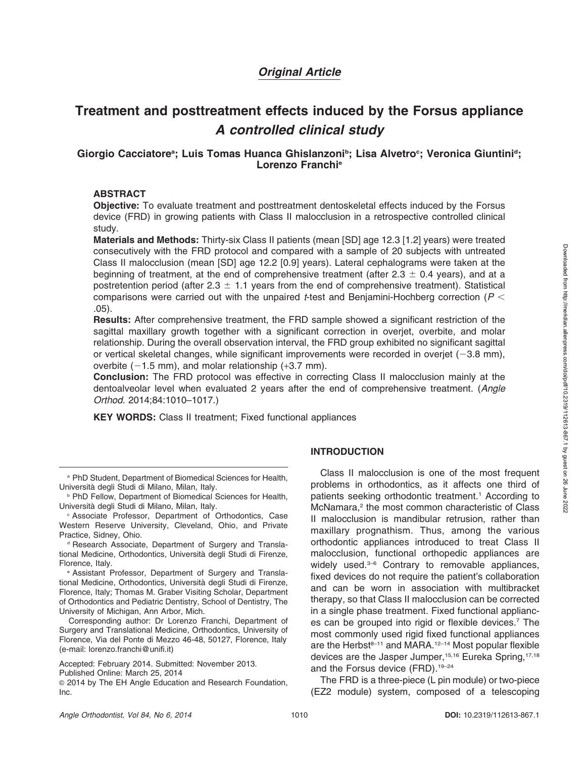*Original Article*

# Treatment and posttreatment effects induced by the Forsus appliance
## *A controlled clinical study*

**Giorgio Cacciatore[a]; Luis Tomas Huanca Ghislanzoni[b]; Lisa Alvetro[c]; Veronica Giuntini[d]; Lorenzo Franchi[e]**

### ABSTRACT

**Objective:** To evaluate treatment and posttreatment dentoskeletal effects induced by the Forsus device (FRD) in growing patients with Class II malocclusion in a retrospective controlled clinical study.

**Materials and Methods:** Thirty-six Class II patients (mean [SD] age 12.3 [1.2] years) were treated consecutively with the FRD protocol and compared with a sample of 20 subjects with untreated Class II malocclusion (mean [SD] age 12.2 [0.9] years). Lateral cephalograms were taken at the beginning of treatment, at the end of comprehensive treatment (after 2.3 $\pm$ 0.4 years), and at a postretention period (after 2.3 $\pm$ 1.1 years from the end of comprehensive treatment). Statistical comparisons were carried out with the unpaired *t*-test and Benjamini-Hochberg correction ($P <$ .05).

**Results:** After comprehensive treatment, the FRD sample showed a significant restriction of the sagittal maxillary growth together with a significant correction in overjet, overbite, and molar relationship. During the overall observation interval, the FRD group exhibited no significant sagittal or vertical skeletal changes, while significant improvements were recorded in overjet (−3.8 mm), overbite (−1.5 mm), and molar relationship (+3.7 mm).

**Conclusion:** The FRD protocol was effective in correcting Class II malocclusion mainly at the dentoalveolar level when evaluated 2 years after the end of comprehensive treatment. (*Angle Orthod.* 2014;84:1010–1017.)

**KEY WORDS:** Class II treatment; Fixed functional appliances

[a] PhD Student, Department of Biomedical Sciences for Health, Università degli Studi di Milano, Milan, Italy.

[b] PhD Fellow, Department of Biomedical Sciences for Health, Università degli Studi di Milano, Milan, Italy.

[c] Associate Professor, Department of Orthodontics, Case Western Reserve University, Cleveland, Ohio, and Private Practice, Sidney, Ohio.

[d] Research Associate, Department of Surgery and Translational Medicine, Orthodontics, Università degli Studi di Firenze, Florence, Italy.

[e] Assistant Professor, Department of Surgery and Translational Medicine, Orthodontics, Università degli Studi di Firenze, Florence, Italy; Thomas M. Graber Visiting Scholar, Department of Orthodontics and Pediatric Dentistry, School of Dentistry, The University of Michigan, Ann Arbor, Mich.

Corresponding author: Dr Lorenzo Franchi, Department of Surgery and Translational Medicine, Orthodontics, University of Florence, Via del Ponte di Mezzo 46-48, 50127, Florence, Italy (e-mail: lorenzo.franchi@unifi.it)

Accepted: February 2014. Submitted: November 2013.
Published Online: March 25, 2014
© 2014 by The EH Angle Education and Research Foundation, Inc.

### INTRODUCTION

Class II malocclusion is one of the most frequent problems in orthodontics, as it affects one third of patients seeking orthodontic treatment.[1] According to McNamara,[2] the most common characteristic of Class II malocclusion is mandibular retrusion, rather than maxillary prognathism. Thus, among the various orthodontic appliances introduced to treat Class II malocclusion, functional orthopedic appliances are widely used.[3–6] Contrary to removable appliances, fixed devices do not require the patient's collaboration and can be worn in association with multibracket therapy, so that Class II malocclusion can be corrected in a single phase treatment. Fixed functional appliances can be grouped into rigid or flexible devices.[7] The most commonly used rigid fixed functional appliances are the Herbst[8–11] and MARA.[12–14] Most popular flexible devices are the Jasper Jumper,[15,16] Eureka Spring,[17,18] and the Forsus device (FRD).[19–24]

The FRD is a three-piece (L pin module) or two-piece (EZ2 module) system, composed of a telescoping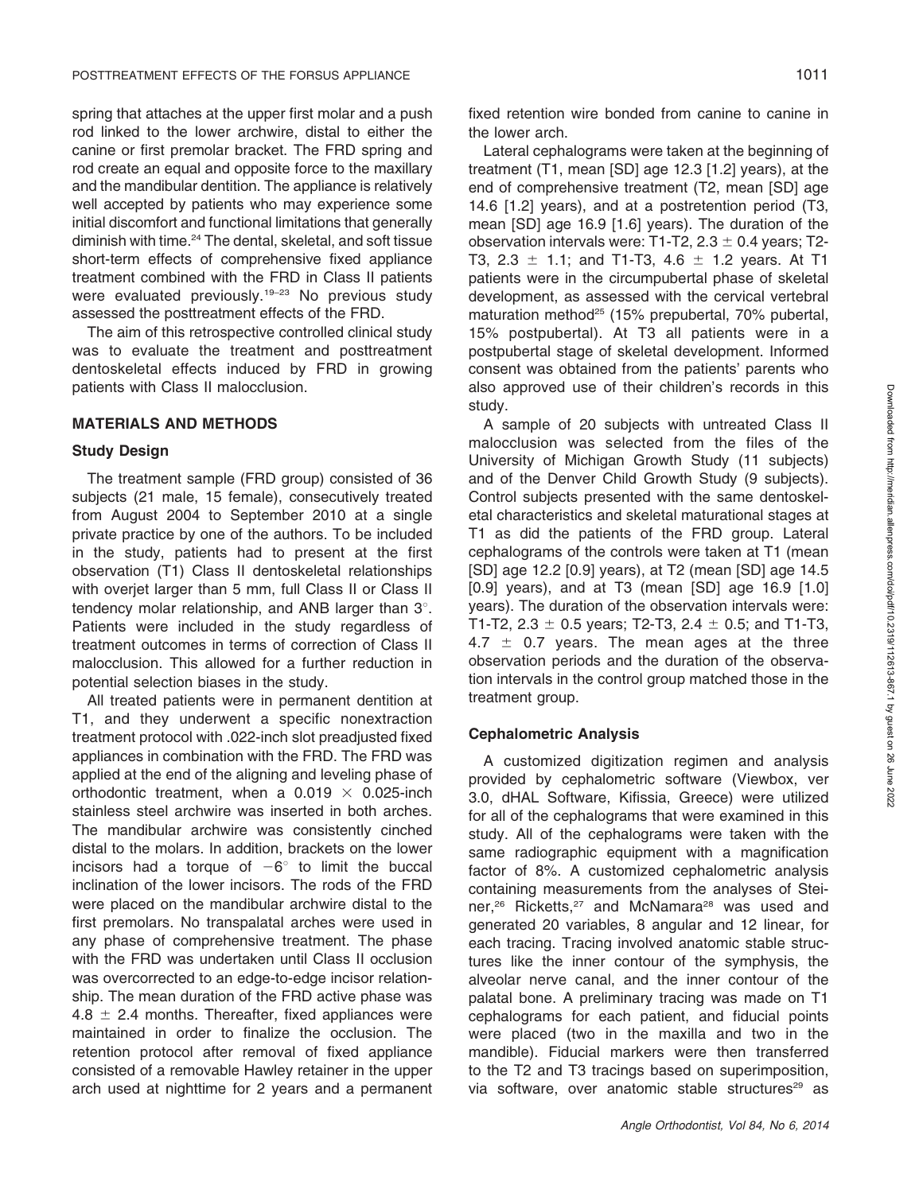spring that attaches at the upper first molar and a push rod linked to the lower archwire, distal to either the canine or first premolar bracket. The FRD spring and rod create an equal and opposite force to the maxillary and the mandibular dentition. The appliance is relatively well accepted by patients who may experience some initial discomfort and functional limitations that generally diminish with time.[24] The dental, skeletal, and soft tissue short-term effects of comprehensive fixed appliance treatment combined with the FRD in Class II patients were evaluated previously.[19–23] No previous study assessed the posttreatment effects of the FRD.

The aim of this retrospective controlled clinical study was to evaluate the treatment and posttreatment dentoskeletal effects induced by FRD in growing patients with Class II malocclusion.

## MATERIALS AND METHODS

### Study Design

The treatment sample (FRD group) consisted of 36 subjects (21 male, 15 female), consecutively treated from August 2004 to September 2010 at a single private practice by one of the authors. To be included in the study, patients had to present at the first observation (T1) Class II dentoskeletal relationships with overjet larger than 5 mm, full Class II or Class II tendency molar relationship, and ANB larger than 3°. Patients were included in the study regardless of treatment outcomes in terms of correction of Class II malocclusion. This allowed for a further reduction in potential selection biases in the study.

All treated patients were in permanent dentition at T1, and they underwent a specific nonextraction treatment protocol with .022-inch slot preadjusted fixed appliances in combination with the FRD. The FRD was applied at the end of the aligning and leveling phase of orthodontic treatment, when a $0.019 \times 0.025$-inch stainless steel archwire was inserted in both arches. The mandibular archwire was consistently cinched distal to the molars. In addition, brackets on the lower incisors had a torque of $-6°$ to limit the buccal inclination of the lower incisors. The rods of the FRD were placed on the mandibular archwire distal to the first premolars. No transpalatal arches were used in any phase of comprehensive treatment. The phase with the FRD was undertaken until Class II occlusion was overcorrected to an edge-to-edge incisor relationship. The mean duration of the FRD active phase was $4.8 \pm 2.4$ months. Thereafter, fixed appliances were maintained in order to finalize the occlusion. The retention protocol after removal of fixed appliance consisted of a removable Hawley retainer in the upper arch used at nighttime for 2 years and a permanent fixed retention wire bonded from canine to canine in the lower arch.

Lateral cephalograms were taken at the beginning of treatment (T1, mean [SD] age 12.3 [1.2] years), at the end of comprehensive treatment (T2, mean [SD] age 14.6 [1.2] years), and at a postretention period (T3, mean [SD] age 16.9 [1.6] years). The duration of the observation intervals were: T1-T2, $2.3 \pm 0.4$ years; T2-T3, $2.3 \pm 1.1$; and T1-T3, $4.6 \pm 1.2$ years. At T1 patients were in the circumpubertal phase of skeletal development, as assessed with the cervical vertebral maturation method[25] (15% prepubertal, 70% pubertal, 15% postpubertal). At T3 all patients were in a postpubertal stage of skeletal development. Informed consent was obtained from the patients' parents who also approved use of their children's records in this study.

A sample of 20 subjects with untreated Class II malocclusion was selected from the files of the University of Michigan Growth Study (11 subjects) and of the Denver Child Growth Study (9 subjects). Control subjects presented with the same dentoskeletal characteristics and skeletal maturational stages at T1 as did the patients of the FRD group. Lateral cephalograms of the controls were taken at T1 (mean [SD] age 12.2 [0.9] years), at T2 (mean [SD] age 14.5 [0.9] years), and at T3 (mean [SD] age 16.9 [1.0] years). The duration of the observation intervals were: T1-T2, $2.3 \pm 0.5$ years; T2-T3, $2.4 \pm 0.5$; and T1-T3, $4.7 \pm 0.7$ years. The mean ages at the three observation periods and the duration of the observation intervals in the control group matched those in the treatment group.

### Cephalometric Analysis

A customized digitization regimen and analysis provided by cephalometric software (Viewbox, ver 3.0, dHAL Software, Kifissia, Greece) were utilized for all of the cephalograms that were examined in this study. All of the cephalograms were taken with the same radiographic equipment with a magnification factor of 8%. A customized cephalometric analysis containing measurements from the analyses of Steiner,[26] Ricketts,[27] and McNamara[28] was used and generated 20 variables, 8 angular and 12 linear, for each tracing. Tracing involved anatomic stable structures like the inner contour of the symphysis, the alveolar nerve canal, and the inner contour of the palatal bone. A preliminary tracing was made on T1 cephalograms for each patient, and fiducial points were placed (two in the maxilla and two in the mandible). Fiducial markers were then transferred to the T2 and T3 tracings based on superimposition, via software, over anatomic stable structures[29] as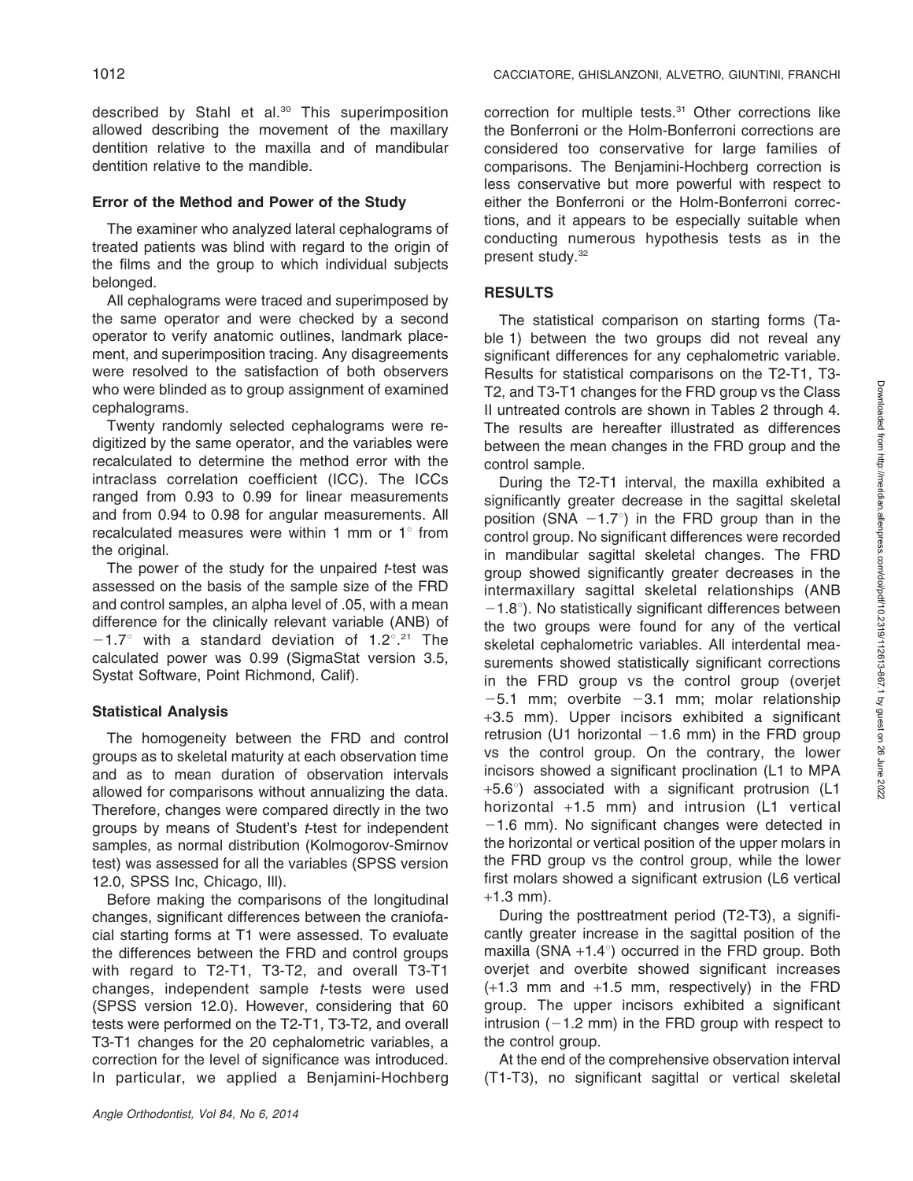described by Stahl et al.[30] This superimposition allowed describing the movement of the maxillary dentition relative to the maxilla and of mandibular dentition relative to the mandible.

### Error of the Method and Power of the Study

The examiner who analyzed lateral cephalograms of treated patients was blind with regard to the origin of the films and the group to which individual subjects belonged.

All cephalograms were traced and superimposed by the same operator and were checked by a second operator to verify anatomic outlines, landmark placement, and superimposition tracing. Any disagreements were resolved to the satisfaction of both observers who were blinded as to group assignment of examined cephalograms.

Twenty randomly selected cephalograms were redigitized by the same operator, and the variables were recalculated to determine the method error with the intraclass correlation coefficient (ICC). The ICCs ranged from 0.93 to 0.99 for linear measurements and from 0.94 to 0.98 for angular measurements. All recalculated measures were within 1 mm or 1° from the original.

The power of the study for the unpaired *t*-test was assessed on the basis of the sample size of the FRD and control samples, an alpha level of .05, with a mean difference for the clinically relevant variable (ANB) of −1.7° with a standard deviation of 1.2°.[21] The calculated power was 0.99 (SigmaStat version 3.5, Systat Software, Point Richmond, Calif).

### Statistical Analysis

The homogeneity between the FRD and control groups as to skeletal maturity at each observation time and as to mean duration of observation intervals allowed for comparisons without annualizing the data. Therefore, changes were compared directly in the two groups by means of Student's *t*-test for independent samples, as normal distribution (Kolmogorov-Smirnov test) was assessed for all the variables (SPSS version 12.0, SPSS Inc, Chicago, Ill).

Before making the comparisons of the longitudinal changes, significant differences between the craniofacial starting forms at T1 were assessed. To evaluate the differences between the FRD and control groups with regard to T2-T1, T3-T2, and overall T3-T1 changes, independent sample *t*-tests were used (SPSS version 12.0). However, considering that 60 tests were performed on the T2-T1, T3-T2, and overall T3-T1 changes for the 20 cephalometric variables, a correction for the level of significance was introduced. In particular, we applied a Benjamini-Hochberg correction for multiple tests.[31] Other corrections like the Bonferroni or the Holm-Bonferroni corrections are considered too conservative for large families of comparisons. The Benjamini-Hochberg correction is less conservative but more powerful with respect to either the Bonferroni or the Holm-Bonferroni corrections, and it appears to be especially suitable when conducting numerous hypothesis tests as in the present study.[32]

## RESULTS

The statistical comparison on starting forms (Table 1) between the two groups did not reveal any significant differences for any cephalometric variable. Results for statistical comparisons on the T2-T1, T3-T2, and T3-T1 changes for the FRD group vs the Class II untreated controls are shown in Tables 2 through 4. The results are hereafter illustrated as differences between the mean changes in the FRD group and the control sample.

During the T2-T1 interval, the maxilla exhibited a significantly greater decrease in the sagittal skeletal position (SNA −1.7°) in the FRD group than in the control group. No significant differences were recorded in mandibular sagittal skeletal changes. The FRD group showed significantly greater decreases in the intermaxillary sagittal skeletal relationships (ANB −1.8°). No statistically significant differences between the two groups were found for any of the vertical skeletal cephalometric variables. All interdental measurements showed statistically significant corrections in the FRD group vs the control group (overjet −5.1 mm; overbite −3.1 mm; molar relationship +3.5 mm). Upper incisors exhibited a significant retrusion (U1 horizontal −1.6 mm) in the FRD group vs the control group. On the contrary, the lower incisors showed a significant proclination (L1 to MPA +5.6°) associated with a significant protrusion (L1 horizontal +1.5 mm) and intrusion (L1 vertical −1.6 mm). No significant changes were detected in the horizontal or vertical position of the upper molars in the FRD group vs the control group, while the lower first molars showed a significant extrusion (L6 vertical +1.3 mm).

During the posttreatment period (T2-T3), a significantly greater increase in the sagittal position of the maxilla (SNA +1.4°) occurred in the FRD group. Both overjet and overbite showed significant increases (+1.3 mm and +1.5 mm, respectively) in the FRD group. The upper incisors exhibited a significant intrusion (−1.2 mm) in the FRD group with respect to the control group.

At the end of the comprehensive observation interval (T1-T3), no significant sagittal or vertical skeletal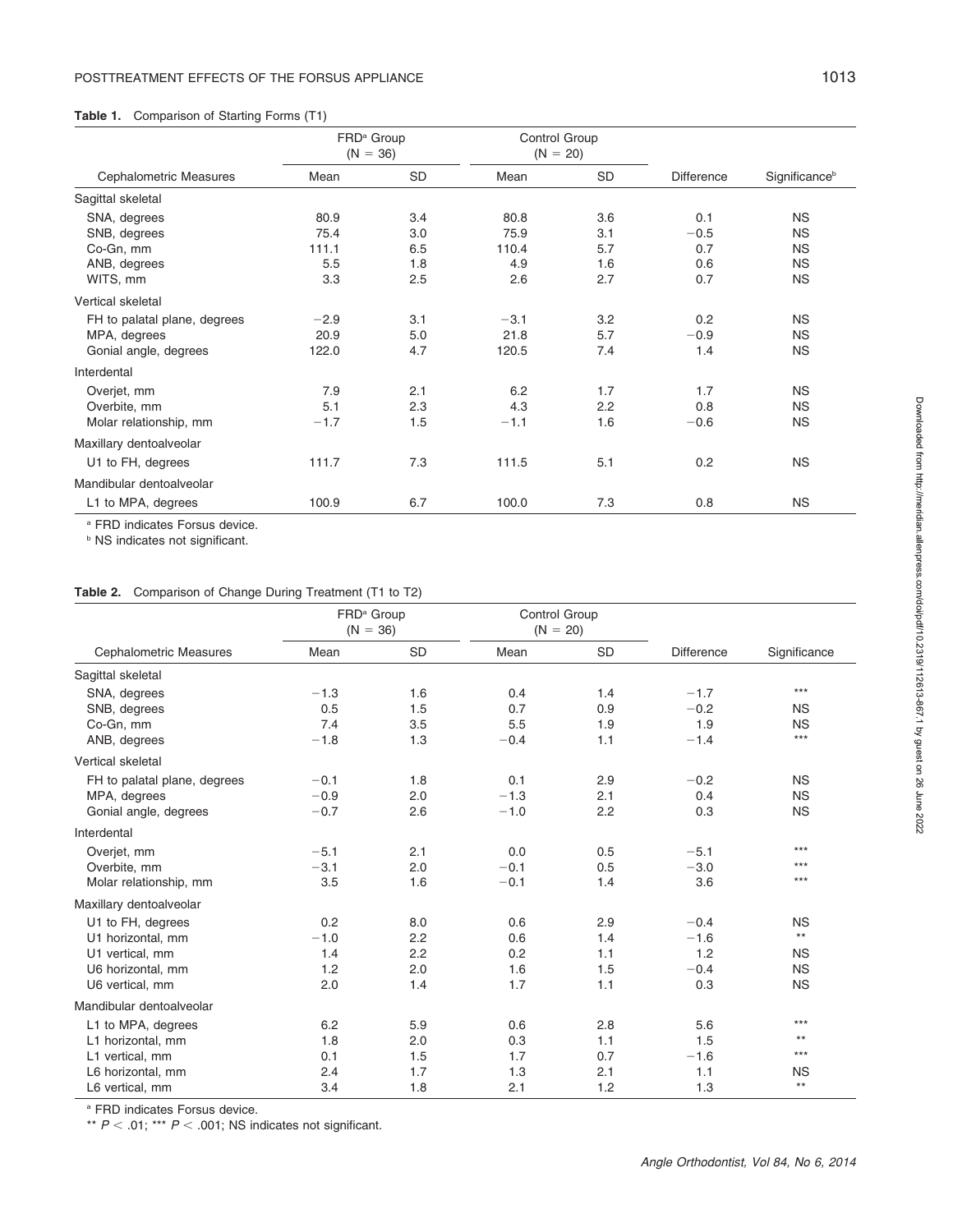**Table 1.** Comparison of Starting Forms (T1)

| Cephalometric Measures | FRD[a] Group (N = 36) | | Control Group (N = 20) | | Difference | Significance[b] |
|---|---|---|---|---|---|---|
| | Mean | SD | Mean | SD | | |
| Sagittal skeletal | | | | | | |
| SNA, degrees | 80.9 | 3.4 | 80.8 | 3.6 | 0.1 | NS |
| SNB, degrees | 75.4 | 3.0 | 75.9 | 3.1 | −0.5 | NS |
| Co-Gn, mm | 111.1 | 6.5 | 110.4 | 5.7 | 0.7 | NS |
| ANB, degrees | 5.5 | 1.8 | 4.9 | 1.6 | 0.6 | NS |
| WITS, mm | 3.3 | 2.5 | 2.6 | 2.7 | 0.7 | NS |
| Vertical skeletal | | | | | | |
| FH to palatal plane, degrees | −2.9 | 3.1 | −3.1 | 3.2 | 0.2 | NS |
| MPA, degrees | 20.9 | 5.0 | 21.8 | 5.7 | −0.9 | NS |
| Gonial angle, degrees | 122.0 | 4.7 | 120.5 | 7.4 | 1.4 | NS |
| Interdental | | | | | | |
| Overjet, mm | 7.9 | 2.1 | 6.2 | 1.7 | 1.7 | NS |
| Overbite, mm | 5.1 | 2.3 | 4.3 | 2.2 | 0.8 | NS |
| Molar relationship, mm | −1.7 | 1.5 | −1.1 | 1.6 | −0.6 | NS |
| Maxillary dentoalveolar | | | | | | |
| U1 to FH, degrees | 111.7 | 7.3 | 111.5 | 5.1 | 0.2 | NS |
| Mandibular dentoalveolar | | | | | | |
| L1 to MPA, degrees | 100.9 | 6.7 | 100.0 | 7.3 | 0.8 | NS |

[a] FRD indicates Forsus device.
[b] NS indicates not significant.

**Table 2.** Comparison of Change During Treatment (T1 to T2)

| Cephalometric Measures | FRD[a] Group (N = 36) | | Control Group (N = 20) | | Difference | Significance |
|---|---|---|---|---|---|---|
| | Mean | SD | Mean | SD | | |
| Sagittal skeletal | | | | | | |
| SNA, degrees | −1.3 | 1.6 | 0.4 | 1.4 | −1.7 | *** |
| SNB, degrees | 0.5 | 1.5 | 0.7 | 0.9 | −0.2 | NS |
| Co-Gn, mm | 7.4 | 3.5 | 5.5 | 1.9 | 1.9 | NS |
| ANB, degrees | −1.8 | 1.3 | −0.4 | 1.1 | −1.4 | *** |
| Vertical skeletal | | | | | | |
| FH to palatal plane, degrees | −0.1 | 1.8 | 0.1 | 2.9 | −0.2 | NS |
| MPA, degrees | −0.9 | 2.0 | −1.3 | 2.1 | 0.4 | NS |
| Gonial angle, degrees | −0.7 | 2.6 | −1.0 | 2.2 | 0.3 | NS |
| Interdental | | | | | | |
| Overjet, mm | −5.1 | 2.1 | 0.0 | 0.5 | −5.1 | *** |
| Overbite, mm | −3.1 | 2.0 | −0.1 | 0.5 | −3.0 | *** |
| Molar relationship, mm | 3.5 | 1.6 | −0.1 | 1.4 | 3.6 | *** |
| Maxillary dentoalveolar | | | | | | |
| U1 to FH, degrees | 0.2 | 8.0 | 0.6 | 2.9 | −0.4 | NS |
| U1 horizontal, mm | −1.0 | 2.2 | 0.6 | 1.4 | −1.6 | ** |
| U1 vertical, mm | 1.4 | 2.2 | 0.2 | 1.1 | 1.2 | NS |
| U6 horizontal, mm | 1.2 | 2.0 | 1.6 | 1.5 | −0.4 | NS |
| U6 vertical, mm | 2.0 | 1.4 | 1.7 | 1.1 | 0.3 | NS |
| Mandibular dentoalveolar | | | | | | |
| L1 to MPA, degrees | 6.2 | 5.9 | 0.6 | 2.8 | 5.6 | *** |
| L1 horizontal, mm | 1.8 | 2.0 | 0.3 | 1.1 | 1.5 | ** |
| L1 vertical, mm | 0.1 | 1.5 | 1.7 | 0.7 | −1.6 | *** |
| L6 horizontal, mm | 2.4 | 1.7 | 1.3 | 2.1 | 1.1 | NS |
| L6 vertical, mm | 3.4 | 1.8 | 2.1 | 1.2 | 1.3 | ** |

[a] FRD indicates Forsus device.
** $P < .01$; *** $P < .001$; NS indicates not significant.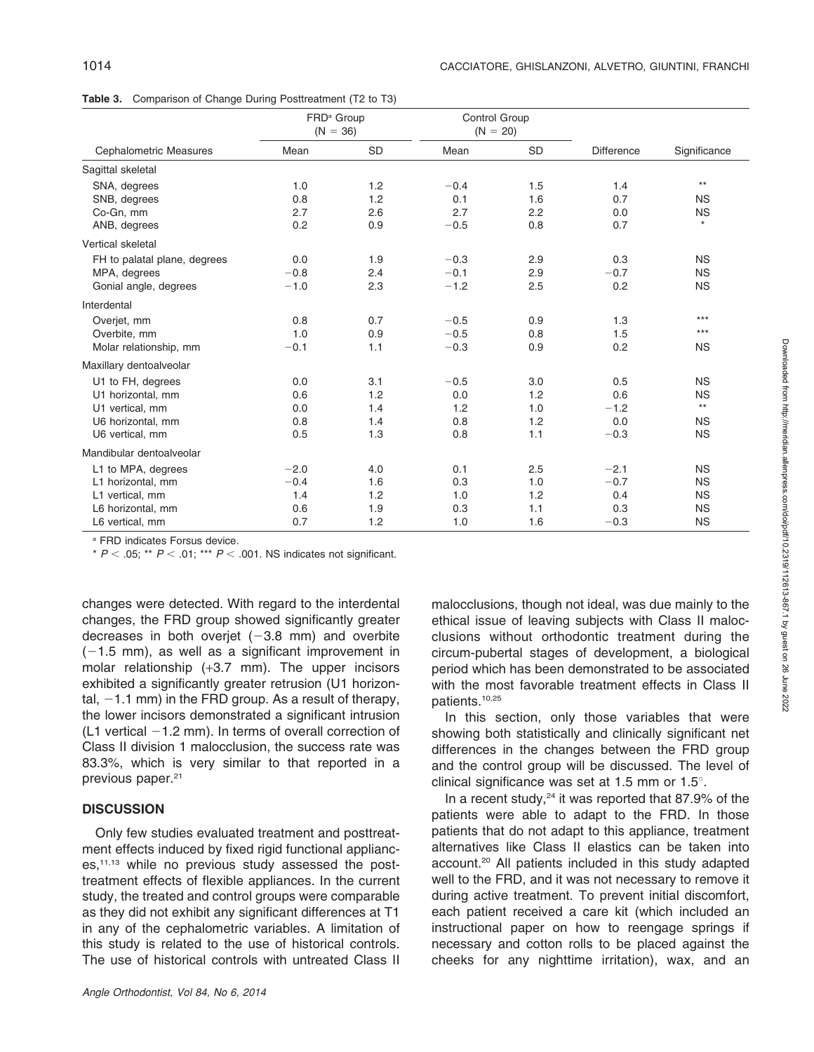**Table 3.** Comparison of Change During Posttreatment (T2 to T3)

| Cephalometric Measures | FRD[a] Group (N = 36) Mean | SD | Control Group (N = 20) Mean | SD | Difference | Significance |
|---|---|---|---|---|---|---|
| Sagittal skeletal | | | | | | |
| SNA, degrees | 1.0 | 1.2 | −0.4 | 1.5 | 1.4 | ** |
| SNB, degrees | 0.8 | 1.2 | 0.1 | 1.6 | 0.7 | NS |
| Co-Gn, mm | 2.7 | 2.6 | 2.7 | 2.2 | 0.0 | NS |
| ANB, degrees | 0.2 | 0.9 | −0.5 | 0.8 | 0.7 | * |
| Vertical skeletal | | | | | | |
| FH to palatal plane, degrees | 0.0 | 1.9 | −0.3 | 2.9 | 0.3 | NS |
| MPA, degrees | −0.8 | 2.4 | −0.1 | 2.9 | −0.7 | NS |
| Gonial angle, degrees | −1.0 | 2.3 | −1.2 | 2.5 | 0.2 | NS |
| Interdental | | | | | | |
| Overjet, mm | 0.8 | 0.7 | −0.5 | 0.9 | 1.3 | *** |
| Overbite, mm | 1.0 | 0.9 | −0.5 | 0.8 | 1.5 | *** |
| Molar relationship, mm | −0.1 | 1.1 | −0.3 | 0.9 | 0.2 | NS |
| Maxillary dentoalveolar | | | | | | |
| U1 to FH, degrees | 0.0 | 3.1 | −0.5 | 3.0 | 0.5 | NS |
| U1 horizontal, mm | 0.6 | 1.2 | 0.0 | 1.2 | 0.6 | NS |
| U1 vertical, mm | 0.0 | 1.4 | 1.2 | 1.0 | −1.2 | ** |
| U6 horizontal, mm | 0.8 | 1.4 | 0.8 | 1.2 | 0.0 | NS |
| U6 vertical, mm | 0.5 | 1.3 | 0.8 | 1.1 | −0.3 | NS |
| Mandibular dentoalveolar | | | | | | |
| L1 to MPA, degrees | −2.0 | 4.0 | 0.1 | 2.5 | −2.1 | NS |
| L1 horizontal, mm | −0.4 | 1.6 | 0.3 | 1.0 | −0.7 | NS |
| L1 vertical, mm | 1.4 | 1.2 | 1.0 | 1.2 | 0.4 | NS |
| L6 horizontal, mm | 0.6 | 1.9 | 0.3 | 1.1 | 0.3 | NS |
| L6 vertical, mm | 0.7 | 1.2 | 1.0 | 1.6 | −0.3 | NS |

[a] FRD indicates Forsus device.

* $P < .05$; ** $P < .01$; *** $P < .001$. NS indicates not significant.

changes were detected. With regard to the interdental changes, the FRD group showed significantly greater decreases in both overjet (−3.8 mm) and overbite (−1.5 mm), as well as a significant improvement in molar relationship (+3.7 mm). The upper incisors exhibited a significantly greater retrusion (U1 horizontal, −1.1 mm) in the FRD group. As a result of therapy, the lower incisors demonstrated a significant intrusion (L1 vertical −1.2 mm). In terms of overall correction of Class II division 1 malocclusion, the success rate was 83.3%, which is very similar to that reported in a previous paper.[21]

## DISCUSSION

Only few studies evaluated treatment and posttreatment effects induced by fixed rigid functional appliances,[11,13] while no previous study assessed the posttreatment effects of flexible appliances. In the current study, the treated and control groups were comparable as they did not exhibit any significant differences at T1 in any of the cephalometric variables. A limitation of this study is related to the use of historical controls. The use of historical controls with untreated Class II malocclusions, though not ideal, was due mainly to the ethical issue of leaving subjects with Class II malocclusions without orthodontic treatment during the circum-pubertal stages of development, a biological period which has been demonstrated to be associated with the most favorable treatment effects in Class II patients.[10,25]

In this section, only those variables that were showing both statistically and clinically significant net differences in the changes between the FRD group and the control group will be discussed. The level of clinical significance was set at 1.5 mm or 1.5°.

In a recent study,[24] it was reported that 87.9% of the patients were able to adapt to the FRD. In those patients that do not adapt to this appliance, treatment alternatives like Class II elastics can be taken into account.[20] All patients included in this study adapted well to the FRD, and it was not necessary to remove it during active treatment. To prevent initial discomfort, each patient received a care kit (which included an instructional paper on how to reengage springs if necessary and cotton rolls to be placed against the cheeks for any nighttime irritation), wax, and an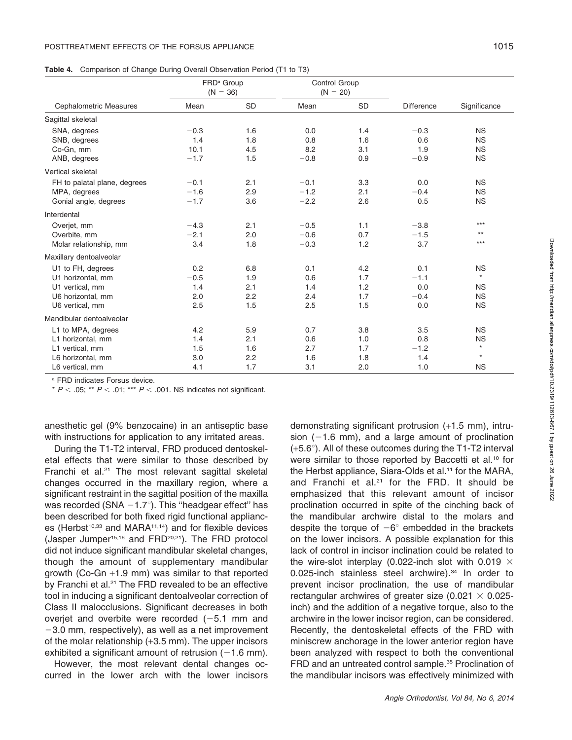**Table 4.** Comparison of Change During Overall Observation Period (T1 to T3)

| Cephalometric Measures | FRD[a] Group (N = 36) | | Control Group (N = 20) | | Difference | Significance |
|---|---|---|---|---|---|---|
| | Mean | SD | Mean | SD | | |
| Sagittal skeletal | | | | | | |
| SNA, degrees | −0.3 | 1.6 | 0.0 | 1.4 | −0.3 | NS |
| SNB, degrees | 1.4 | 1.8 | 0.8 | 1.6 | 0.6 | NS |
| Co-Gn, mm | 10.1 | 4.5 | 8.2 | 3.1 | 1.9 | NS |
| ANB, degrees | −1.7 | 1.5 | −0.8 | 0.9 | −0.9 | NS |
| Vertical skeletal | | | | | | |
| FH to palatal plane, degrees | −0.1 | 2.1 | −0.1 | 3.3 | 0.0 | NS |
| MPA, degrees | −1.6 | 2.9 | −1.2 | 2.1 | −0.4 | NS |
| Gonial angle, degrees | −1.7 | 3.6 | −2.2 | 2.6 | 0.5 | NS |
| Interdental | | | | | | |
| Overjet, mm | −4.3 | 2.1 | −0.5 | 1.1 | −3.8 | *** |
| Overbite, mm | −2.1 | 2.0 | −0.6 | 0.7 | −1.5 | ** |
| Molar relationship, mm | 3.4 | 1.8 | −0.3 | 1.2 | 3.7 | *** |
| Maxillary dentoalveolar | | | | | | |
| U1 to FH, degrees | 0.2 | 6.8 | 0.1 | 4.2 | 0.1 | NS |
| U1 horizontal, mm | −0.5 | 1.9 | 0.6 | 1.7 | −1.1 | * |
| U1 vertical, mm | 1.4 | 2.1 | 1.4 | 1.2 | 0.0 | NS |
| U6 horizontal, mm | 2.0 | 2.2 | 2.4 | 1.7 | −0.4 | NS |
| U6 vertical, mm | 2.5 | 1.5 | 2.5 | 1.5 | 0.0 | NS |
| Mandibular dentoalveolar | | | | | | |
| L1 to MPA, degrees | 4.2 | 5.9 | 0.7 | 3.8 | 3.5 | NS |
| L1 horizontal, mm | 1.4 | 2.1 | 0.6 | 1.0 | 0.8 | NS |
| L1 vertical, mm | 1.5 | 1.6 | 2.7 | 1.7 | −1.2 | * |
| L6 horizontal, mm | 3.0 | 2.2 | 1.6 | 1.8 | 1.4 | * |
| L6 vertical, mm | 4.1 | 1.7 | 3.1 | 2.0 | 1.0 | NS |

[a] FRD indicates Forsus device.

* $P < .05$; ** $P < .01$; *** $P < .001$. NS indicates not significant.

anesthetic gel (9% benzocaine) in an antiseptic base with instructions for application to any irritated areas.

During the T1-T2 interval, FRD produced dentoskeletal effects that were similar to those described by Franchi et al.[21] The most relevant sagittal skeletal changes occurred in the maxillary region, where a significant restraint in the sagittal position of the maxilla was recorded (SNA −1.7°). This "headgear effect" has been described for both fixed rigid functional appliances (Herbst[10,33] and MARA[11,14]) and for flexible devices (Jasper Jumper[15,16] and FRD[20,21]). The FRD protocol did not induce significant mandibular skeletal changes, though the amount of supplementary mandibular growth (Co-Gn +1.9 mm) was similar to that reported by Franchi et al.[21] The FRD revealed to be an effective tool in inducing a significant dentoalveolar correction of Class II malocclusions. Significant decreases in both overjet and overbite were recorded (−5.1 mm and −3.0 mm, respectively), as well as a net improvement of the molar relationship (+3.5 mm). The upper incisors exhibited a significant amount of retrusion (−1.6 mm).

However, the most relevant dental changes occurred in the lower arch with the lower incisors demonstrating significant protrusion (+1.5 mm), intrusion (−1.6 mm), and a large amount of proclination (+5.6°). All of these outcomes during the T1-T2 interval were similar to those reported by Baccetti et al.[10] for the Herbst appliance, Siara-Olds et al.[11] for the MARA, and Franchi et al.[21] for the FRD. It should be emphasized that this relevant amount of incisor proclination occurred in spite of the cinching back of the mandibular archwire distal to the molars and despite the torque of −6° embedded in the brackets on the lower incisors. A possible explanation for this lack of control in incisor inclination could be related to the wire-slot interplay (0.022-inch slot with 0.019 × 0.025-inch stainless steel archwire).[34] In order to prevent incisor proclination, the use of mandibular rectangular archwires of greater size (0.021 × 0.025-inch) and the addition of a negative torque, also to the archwire in the lower incisor region, can be considered. Recently, the dentoskeletal effects of the FRD with miniscrew anchorage in the lower anterior region have been analyzed with respect to both the conventional FRD and an untreated control sample.[35] Proclination of the mandibular incisors was effectively minimized with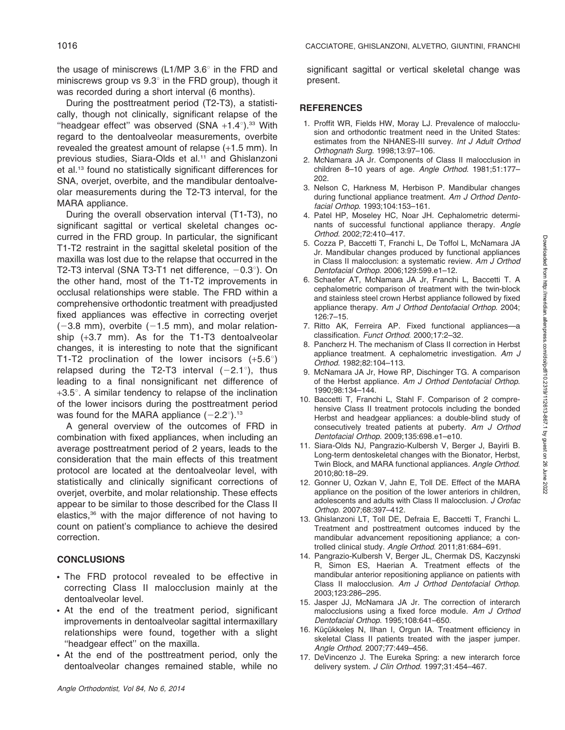the usage of miniscrews (L1/MP 3.6° in the FRD and miniscrews group vs 9.3° in the FRD group), though it was recorded during a short interval (6 months).

During the posttreatment period (T2-T3), a statistically, though not clinically, significant relapse of the "headgear effect" was observed (SNA +1.4°).[33] With regard to the dentoalveolar measurements, overbite revealed the greatest amount of relapse (+1.5 mm). In previous studies, Siara-Olds et al.[11] and Ghislanzoni et al.[13] found no statistically significant differences for SNA, overjet, overbite, and the mandibular dentoalveolar measurements during the T2-T3 interval, for the MARA appliance.

During the overall observation interval (T1-T3), no significant sagittal or vertical skeletal changes occurred in the FRD group. In particular, the significant T1-T2 restraint in the sagittal skeletal position of the maxilla was lost due to the relapse that occurred in the T2-T3 interval (SNA T3-T1 net difference, −0.3°). On the other hand, most of the T1-T2 improvements in occlusal relationships were stable. The FRD within a comprehensive orthodontic treatment with preadjusted fixed appliances was effective in correcting overjet (−3.8 mm), overbite (−1.5 mm), and molar relationship (+3.7 mm). As for the T1-T3 dentoalveolar changes, it is interesting to note that the significant T1-T2 proclination of the lower incisors (+5.6°) relapsed during the T2-T3 interval (−2.1°), thus leading to a final nonsignificant net difference of +3.5°. A similar tendency to relapse of the inclination of the lower incisors during the posttreatment period was found for the MARA appliance (−2.2°).[13]

A general overview of the outcomes of FRD in combination with fixed appliances, when including an average posttreatment period of 2 years, leads to the consideration that the main effects of this treatment protocol are located at the dentoalveolar level, with statistically and clinically significant corrections of overjet, overbite, and molar relationship. These effects appear to be similar to those described for the Class II elastics,[36] with the major difference of not having to count on patient's compliance to achieve the desired correction.

## CONCLUSIONS

- The FRD protocol revealed to be effective in correcting Class II malocclusion mainly at the dentoalveolar level.
- At the end of the treatment period, significant improvements in dentoalveolar sagittal intermaxillary relationships were found, together with a slight "headgear effect" on the maxilla.
- At the end of the posttreatment period, only the dentoalveolar changes remained stable, while no significant sagittal or vertical skeletal change was present.

## REFERENCES

1. Proffit WR, Fields HW, Moray LJ. Prevalence of malocclusion and orthodontic treatment need in the United States: estimates from the NHANES-III survey. *Int J Adult Orthod Orthognath Surg*. 1998;13:97–106.
2. McNamara JA Jr. Components of Class II malocclusion in children 8–10 years of age. *Angle Orthod*. 1981;51:177–202.
3. Nelson C, Harkness M, Herbison P. Mandibular changes during functional appliance treatment. *Am J Orthod Dentofacial Orthop*. 1993;104:153–161.
4. Patel HP, Moseley HC, Noar JH. Cephalometric determinants of successful functional appliance therapy. *Angle Orthod*. 2002;72:410–417.
5. Cozza P, Baccetti T, Franchi L, De Toffol L, McNamara JA Jr. Mandibular changes produced by functional appliances in Class II malocclusion: a systematic review. *Am J Orthod Dentofacial Orthop*. 2006;129:599.e1–12.
6. Schaefer AT, McNamara JA Jr, Franchi L, Baccetti T. A cephalometric comparison of treatment with the twin-block and stainless steel crown Herbst appliance followed by fixed appliance therapy. *Am J Orthod Dentofacial Orthop*. 2004;126:7–15.
7. Ritto AK, Ferreira AP. Fixed functional appliances—a classification. *Funct Orthod*. 2000;17:2–32.
8. Pancherz H. The mechanism of Class II correction in Herbst appliance treatment. A cephalometric investigation. *Am J Orthod*. 1982;82:104–113.
9. McNamara JA Jr, Howe RP, Dischinger TG. A comparison of the Herbst appliance. *Am J Orthod Dentofacial Orthop*. 1990;98:134–144.
10. Baccetti T, Franchi L, Stahl F. Comparison of 2 comprehensive Class II treatment protocols including the bonded Herbst and headgear appliances: a double-blind study of consecutively treated patients at puberty. *Am J Orthod Dentofacial Orthop*. 2009;135:698.e1–e10.
11. Siara-Olds NJ, Pangrazio-Kulbersh V, Berger J, Bayirli B. Long-term dentoskeletal changes with the Bionator, Herbst, Twin Block, and MARA functional appliances. *Angle Orthod*. 2010;80:18–29.
12. Gonner U, Ozkan V, Jahn E, Toll DE. Effect of the MARA appliance on the position of the lower anteriors in children, adolescents and adults with Class II malocclusion. *J Orofac Orthop*. 2007;68:397–412.
13. Ghislanzoni LT, Toll DE, Defraia E, Baccetti T, Franchi L. Treatment and posttreatment outcomes induced by the mandibular advancement repositioning appliance; a controlled clinical study. *Angle Orthod*. 2011;81:684–691.
14. Pangrazio-Kulbersh V, Berger JL, Chermak DS, Kaczynski R, Simon ES, Haerian A. Treatment effects of the mandibular anterior repositioning appliance on patients with Class II malocclusion. *Am J Orthod Dentofacial Orthop*. 2003;123:286–295.
15. Jasper JJ, McNamara JA Jr. The correction of interarch malocclusions using a fixed force module. *Am J Orthod Dentofacial Orthop*. 1995;108:641–650.
16. Küçükkeleş N, Ilhan I, Orgun IA. Treatment efficiency in skeletal Class II patients treated with the jasper jumper. *Angle Orthod*. 2007;77:449–456.
17. DeVincenzo J. The Eureka Spring: a new interarch force delivery system. *J Clin Orthod*. 1997;31:454–467.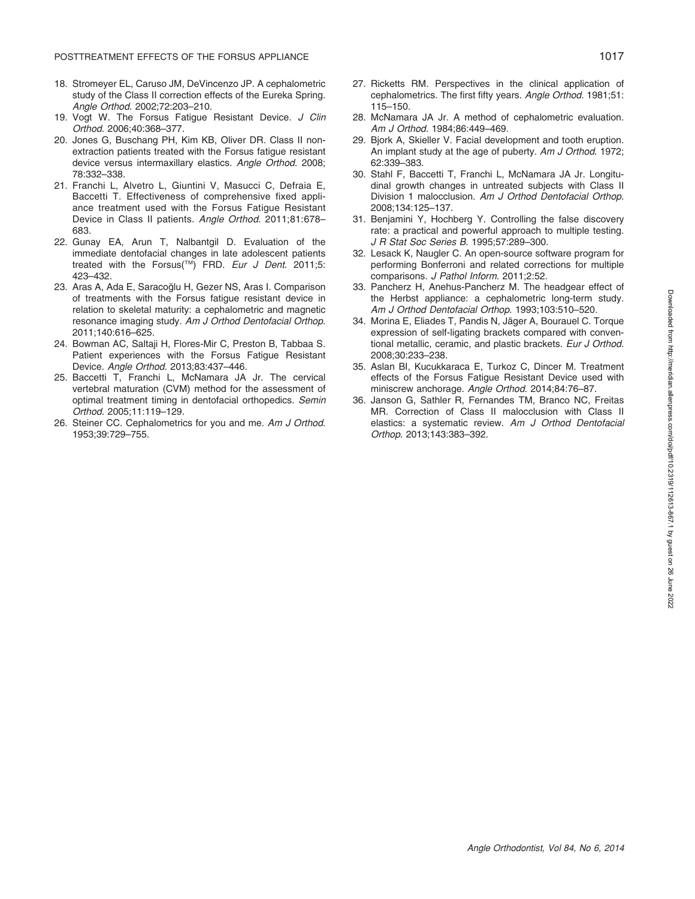18. Stromeyer EL, Caruso JM, DeVincenzo JP. A cephalometric study of the Class II correction effects of the Eureka Spring. *Angle Orthod*. 2002;72:203–210.
19. Vogt W. The Forsus Fatigue Resistant Device. *J Clin Orthod*. 2006;40:368–377.
20. Jones G, Buschang PH, Kim KB, Oliver DR. Class II non-extraction patients treated with the Forsus fatigue resistant device versus intermaxillary elastics. *Angle Orthod*. 2008; 78:332–338.
21. Franchi L, Alvetro L, Giuntini V, Masucci C, Defraia E, Baccetti T. Effectiveness of comprehensive fixed appliance treatment used with the Forsus Fatigue Resistant Device in Class II patients. *Angle Orthod*. 2011;81:678–683.
22. Gunay EA, Arun T, Nalbantgil D. Evaluation of the immediate dentofacial changes in late adolescent patients treated with the Forsus(™) FRD. *Eur J Dent*. 2011;5: 423–432.
23. Aras A, Ada E, Saracoğlu H, Gezer NS, Aras I. Comparison of treatments with the Forsus fatigue resistant device in relation to skeletal maturity: a cephalometric and magnetic resonance imaging study. *Am J Orthod Dentofacial Orthop*. 2011;140:616–625.
24. Bowman AC, Saltaji H, Flores-Mir C, Preston B, Tabbaa S. Patient experiences with the Forsus Fatigue Resistant Device. *Angle Orthod*. 2013;83:437–446.
25. Baccetti T, Franchi L, McNamara JA Jr. The cervical vertebral maturation (CVM) method for the assessment of optimal treatment timing in dentofacial orthopedics. *Semin Orthod*. 2005;11:119–129.
26. Steiner CC. Cephalometrics for you and me. *Am J Orthod*. 1953;39:729–755.
27. Ricketts RM. Perspectives in the clinical application of cephalometrics. The first fifty years. *Angle Orthod*. 1981;51: 115–150.
28. McNamara JA Jr. A method of cephalometric evaluation. *Am J Orthod*. 1984;86:449–469.
29. Bjork A, Skieller V. Facial development and tooth eruption. An implant study at the age of puberty. *Am J Orthod*. 1972; 62:339–383.
30. Stahl F, Baccetti T, Franchi L, McNamara JA Jr. Longitudinal growth changes in untreated subjects with Class II Division 1 malocclusion. *Am J Orthod Dentofacial Orthop*. 2008;134:125–137.
31. Benjamini Y, Hochberg Y. Controlling the false discovery rate: a practical and powerful approach to multiple testing. *J R Stat Soc Series B*. 1995;57:289–300.
32. Lesack K, Naugler C. An open-source software program for performing Bonferroni and related corrections for multiple comparisons. *J Pathol Inform*. 2011;2:52.
33. Pancherz H, Anehus-Pancherz M. The headgear effect of the Herbst appliance: a cephalometric long-term study. *Am J Orthod Dentofacial Orthop*. 1993;103:510–520.
34. Morina E, Eliades T, Pandis N, Jäger A, Bourauel C. Torque expression of self-ligating brackets compared with conventional metallic, ceramic, and plastic brackets. *Eur J Orthod*. 2008;30:233–238.
35. Aslan BI, Kucukkaraca E, Turkoz C, Dincer M. Treatment effects of the Forsus Fatigue Resistant Device used with miniscrew anchorage. *Angle Orthod*. 2014;84:76–87.
36. Janson G, Sathler R, Fernandes TM, Branco NC, Freitas MR. Correction of Class II malocclusion with Class II elastics: a systematic review. *Am J Orthod Dentofacial Orthop*. 2013;143:383–392.